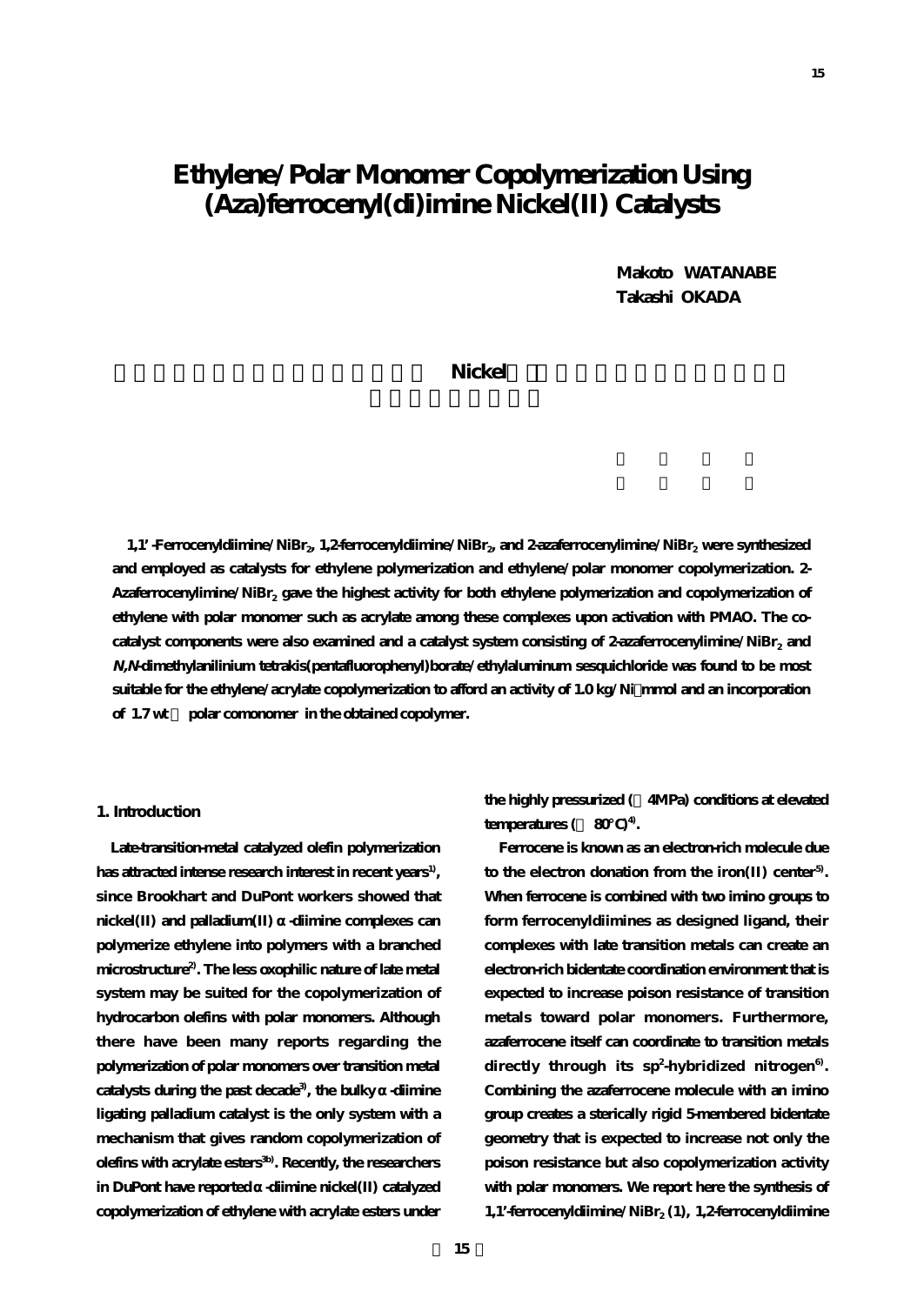# Ethylene/Polar Monomer Copolymerization Using (Aza)ferrocenyl(di)imine Nickel(II) Catalysts

**Makoto WATANABE**
**Takashi OKADA**

**Nickel**

**1,1'-Ferrocenyldiimine/$NiBr_2$, 1,2-ferrocenyldiimine/$NiBr_2$, and 2-azaferrocenylimine/$NiBr_2$ were synthesized and employed as catalysts for ethylene polymerization and ethylene/polar monomer copolymerization. 2-Azaferrocenylimine/$NiBr_2$ gave the highest activity for both ethylene polymerization and copolymerization of ethylene with polar monomer such as acrylate among these complexes upon activation with PMAO. The co-catalyst components were also examined and a catalyst system consisting of 2-azaferrocenylimine/$NiBr_2$ and *N,N*-dimethylanilinium tetrakis(pentafluorophenyl)borate/ethylaluminum sesquichloride was found to be most suitable for the ethylene/acrylate copolymerization to afford an activity of 1.0 kg/Ni・mmol and an incorporation of 1.7 wt% polar comonomer in the obtained copolymer.**

## 1. Introduction

Late-transition-metal catalyzed olefin polymerization has attracted intense research interest in recent years[1], since Brookhart and DuPont workers showed that nickel(II) and palladium(II) α-diimine complexes can polymerize ethylene into polymers with a branched microstructure[2]. The less oxophilic nature of late metal system may be suited for the copolymerization of hydrocarbon olefins with polar monomers. Although there have been many reports regarding the polymerization of polar monomers over transition metal catalysts during the past decade[3], the bulky α-diimine ligating palladium catalyst is the only system with a mechanism that gives random copolymerization of olefins with acrylate esters[3b]. Recently, the researchers in DuPont have reported α-diimine nickel(II) catalyzed copolymerization of ethylene with acrylate esters under the highly pressurized (4MPa) conditions at elevated temperatures (80°C)[4].

Ferrocene is known as an electron-rich molecule due to the electron donation from the iron(II) center[5]. When ferrocene is combined with two imino groups to form ferrocenyldiimines as designed ligand, their complexes with late transition metals can create an electron-rich bidentate coordination environment that is expected to increase poison resistance of transition metals toward polar monomers. Furthermore, azaferrocene itself can coordinate to transition metals directly through its $sp^2$-hybridized nitrogen[6]. Combining the azaferrocene molecule with an imino group creates a sterically rigid 5-membered bidentate geometry that is expected to increase not only the poison resistance but also copolymerization activity with polar monomers. We report here the synthesis of 1,1'-ferrocenyldiimine/$NiBr_2$ (1), 1,2-ferrocenyldiimine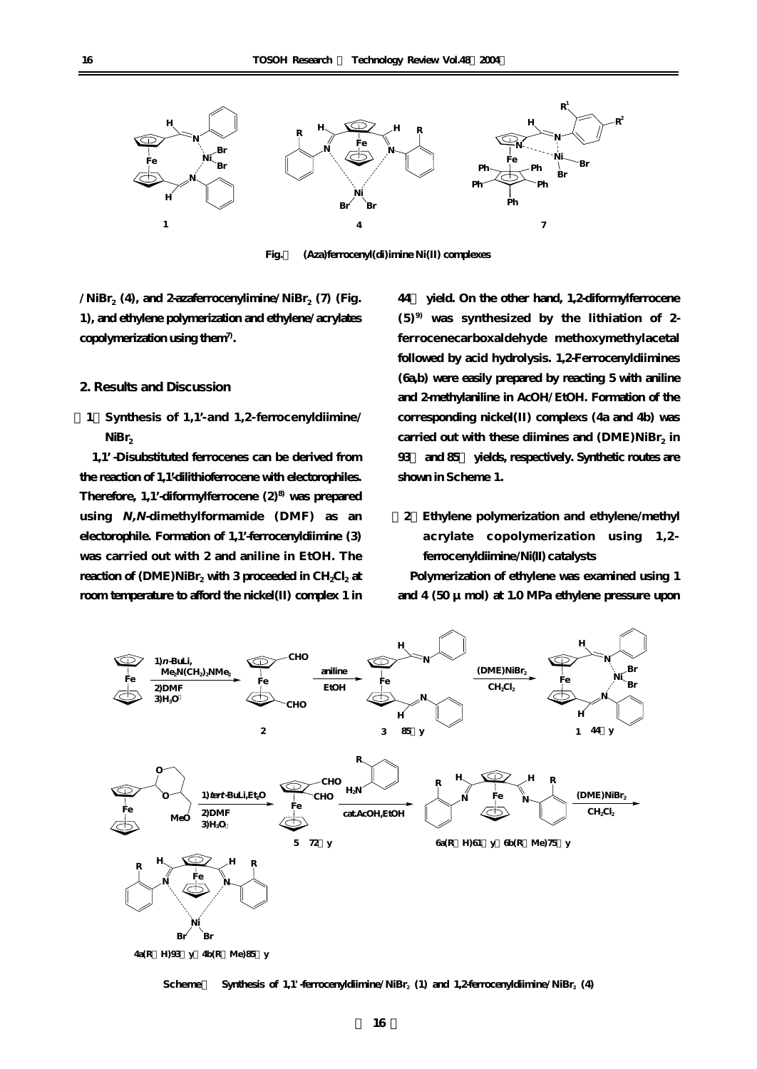Fig. 1 (Aza)ferrocenyl(di)imine Ni(II) complexes

/$NiBr_2$ (4), and 2-azaferrocenylimine/$NiBr_2$ (7) (Fig. 1), and ethylene polymerization and ethylene/acrylates copolymerization using them[7].

## 2. Results and Discussion

### (1) Synthesis of 1,1'-and 1,2-ferrocenyldiimine/ $NiBr_2$

1,1'-Disubstituted ferrocenes can be derived from the reaction of 1,1'-dilithioferrocene with electorophiles. Therefore, 1,1'-diformylferrocene (2)[8] was prepared using *N,N*-dimethylformamide (DMF) as an electorophile. Formation of 1,1'-ferrocenyldiimine (3) was carried out with 2 and aniline in EtOH. The reaction of (DME)$NiBr_2$ with 3 proceeded in $CH_2Cl_2$ at room temperature to afford the nickel(II) complex 1 in 44% yield. On the other hand, 1,2-diformylferrocene (5)[9] was synthesized by the lithiation of 2-ferrocenecarboxaldehyde methoxymethylacetal followed by acid hydrolysis. 1,2-Ferrocenyldiimines (6a,b) were easily prepared by reacting 5 with aniline and 2-methylaniline in AcOH/EtOH. Formation of the corresponding nickel(II) complexs (4a and 4b) was carried out with these diimines and (DME)$NiBr_2$ in 93% and 85% yields, respectively. Synthetic routes are shown in Scheme 1.

### (2) Ethylene polymerization and ethylene/methyl acrylate copolymerization using 1,2-ferrocenyldiimine/Ni(II) catalysts

Polymerization of ethylene was examined using 1 and 4 (50 μmol) at 1.0 MPa ethylene pressure upon

Scheme 1 Synthesis of 1,1'-ferrocenyldiimine/$NiBr_2$ (1) and 1,2-ferrocenyldiimine/$NiBr_2$ (4)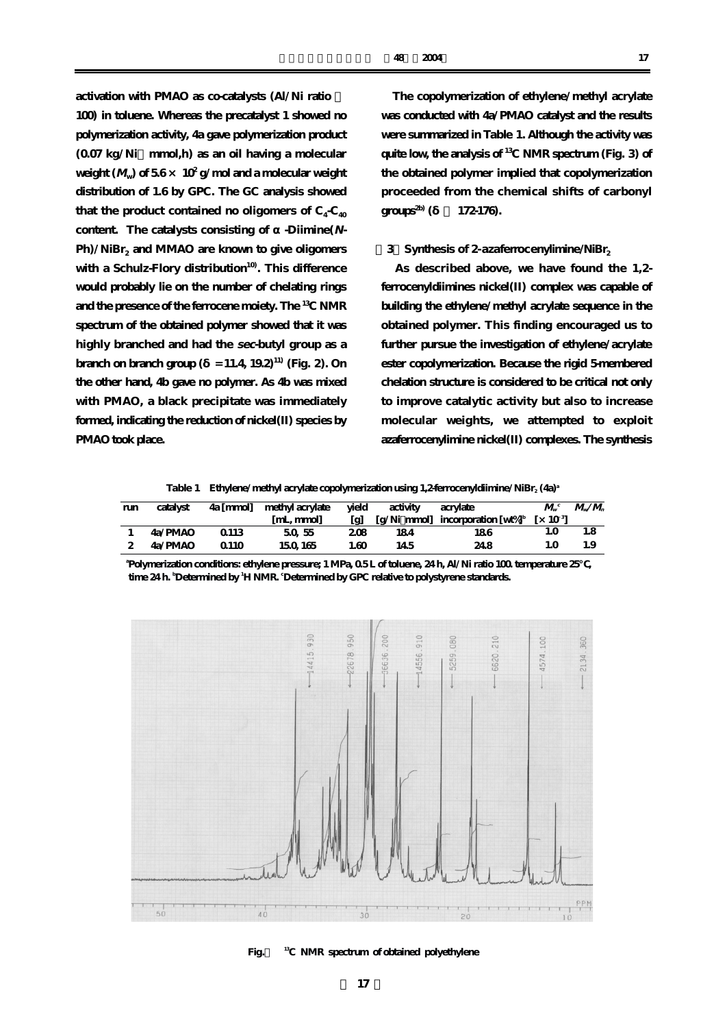activation with PMAO as co-catalysts (Al/Ni ratio ＝ 100) in toluene. Whereas the precatalyst 1 showed no polymerization activity, 4a gave polymerization product (0.07 kg/Ni・mmol,h) as an oil having a molecular weight ($M_w$) of 5.6 × $10^2$ g/mol and a molecular weight distribution of 1.6 by GPC. The GC analysis showed that the product contained no oligomers of $C_4$-$C_{40}$ content. The catalysts consisting of α-Diimine(*N*-Ph)/$NiBr_2$ and MMAO are known to give oligomers with a Schulz-Flory distribution[10]. This difference would probably lie on the number of chelating rings and the presence of the ferrocene moiety. The $^{13}C$ NMR spectrum of the obtained polymer showed that it was highly branched and had the *sec*-butyl group as a branch on branch group (δ = 11.4, 19.2)[11] (Fig. 2). On the other hand, 4b gave no polymer. As 4b was mixed with PMAO, a black precipitate was immediately formed, indicating the reduction of nickel(II) species by PMAO took place.

The copolymerization of ethylene/methyl acrylate was conducted with 4a/PMAO catalyst and the results were summarized in Table 1. Although the activity was quite low, the analysis of $^{13}C$ NMR spectrum (Fig. 3) of the obtained polymer implied that copolymerization proceeded from the chemical shifts of carbonyl groups[2b] (δ ＝ 172-176).

### 3 Synthesis of 2-azaferrocenylimine/$NiBr_2$

As described above, we have found the 1,2-ferrocenyldiimines nickel(II) complex was capable of building the ethylene/methyl acrylate sequence in the obtained polymer. This finding encouraged us to further pursue the investigation of ethylene/acrylate ester copolymerization. Because the rigid 5-membered chelation structure is considered to be critical not only to improve catalytic activity but also to increase molecular weights, we attempted to exploit azaferrocenylimine nickel(II) complexes. The synthesis

Table 1 Ethylene/methyl acrylate copolymerization using 1,2-ferrocenyldiimine/$NiBr_2$ (4a)[a]

| run | catalyst | 4a [mmol] | methyl acrylate [mL, mmol] | yield [g] | activity [g/Ni・mmol] | acrylate incorporation [wt%][b] | $M_w$[c] [× $10^{-3}$] | $M_w/M_n$ |
|---|---|---|---|---|---|---|---|---|
| 1 | 4a/PMAO | 0.113 | 5.0, 55 | 2.08 | 18.4 | 18.6 | 1.0 | 1.8 |
| 2 | 4a/PMAO | 0.110 | 15.0, 165 | 1.60 | 14.5 | 24.8 | 1.0 | 1.9 |

[a]Polymerization conditions: ethylene pressure; 1 MPa, 0.5 L of toluene, 24 h, Al/Ni ratio 100. temperature 25°C, time 24 h. [b]Determined by $^1H$ NMR. [c]Determined by GPC relative to polystyrene standards.

Fig.2 $^{13}C$ NMR spectrum of obtained polyethylene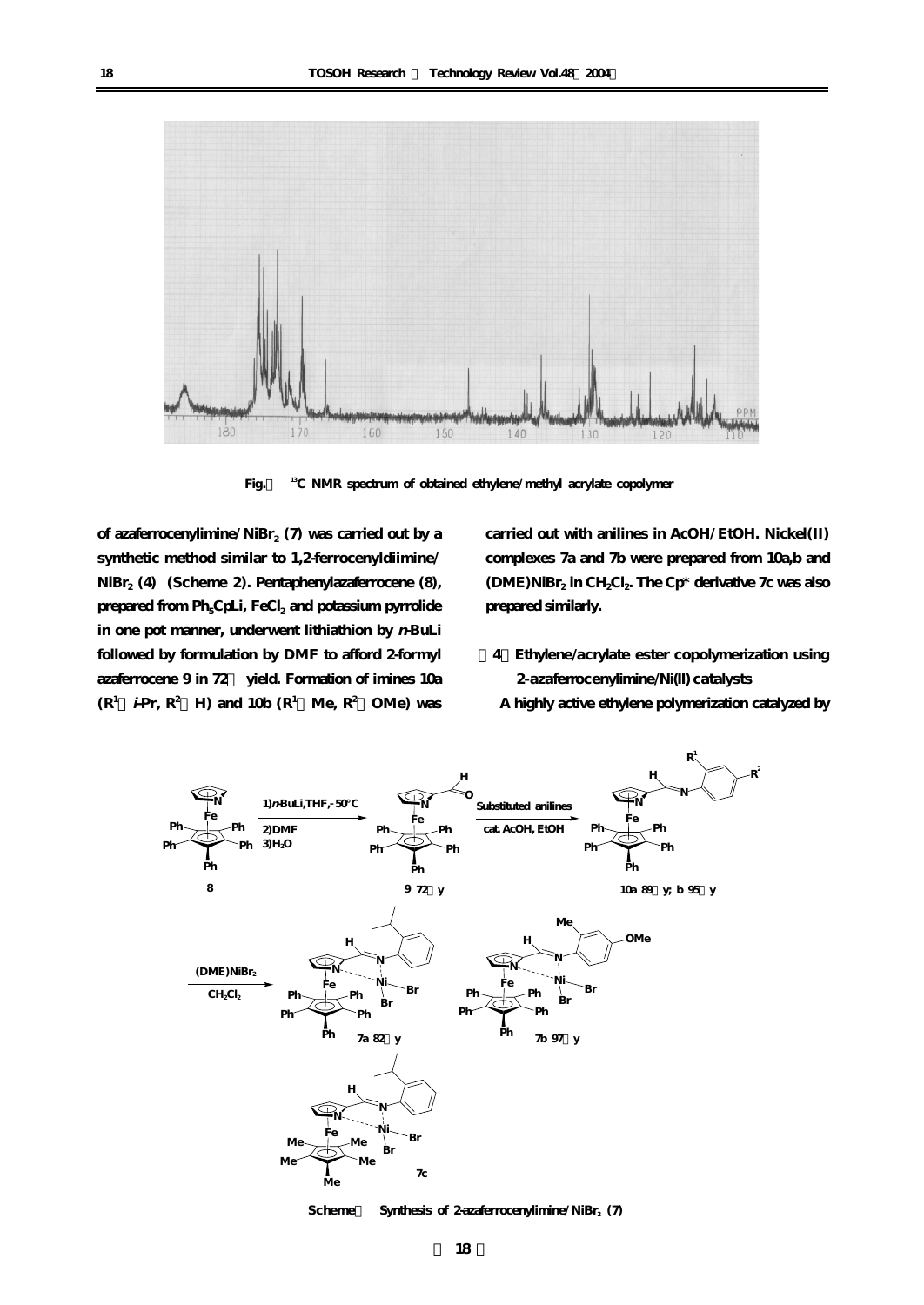Fig.　$^{13}$C NMR spectrum of obtained ethylene/methyl acrylate copolymer

of azaferrocenylimine/$NiBr_2$ (7) was carried out by a synthetic method similar to 1,2-ferrocenyldiimine/$NiBr_2$ (4) (Scheme 2). Pentaphenylazaferrocene (8), prepared from $Ph_5CpLi$, $FeCl_2$ and potassium pyrrolide in one pot manner, underwent lithiathion by *n*-BuLi followed by formulation by DMF to afford 2-formyl azaferrocene 9 in 72　yield. Formation of imines 10a ($R^1$　*i*-Pr, $R^2$　H) and 10b ($R^1$　Me, $R^2$　OMe) was carried out with anilines in AcOH/EtOH. Nickel(II) complexes 7a and 7b were prepared from 10a,b and (DME)$NiBr_2$ in $CH_2Cl_2$. The Cp* derivative 7c was also prepared similarly.

### 4　Ethylene/acrylate ester copolymerization using 2-azaferrocenylimine/Ni(II) catalysts

A highly active ethylene polymerization catalyzed by

Scheme　Synthesis of 2-azaferrocenylimine/$NiBr_2$ (7)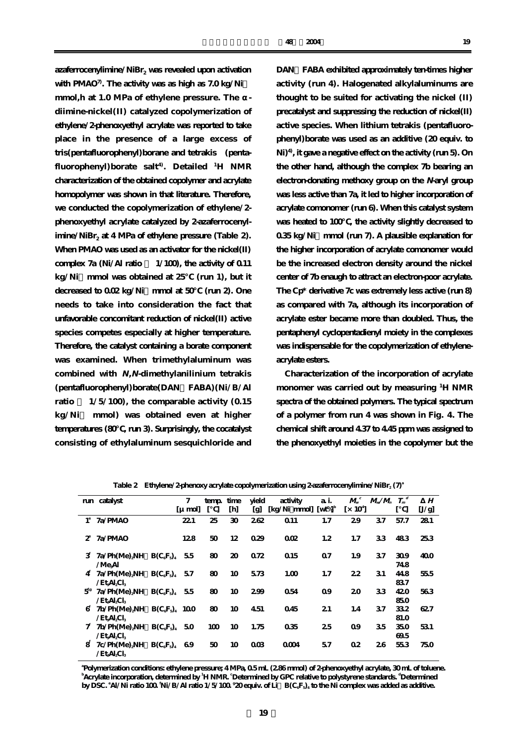azaferrocenylimine/$NiBr_2$ was revealed upon activation with PMAO[7]. The activity was as high as 7.0 kg/Ni mmol,h at 1.0 MPa of ethylene pressure. The α-diimine-nickel(II) catalyzed copolymerization of ethylene/2-phenoxyethyl acrylate was reported to take place in the presence of a large excess of tris(pentafluorophenyl)borane and tetrakis (pentafluorophenyl)borate salt[4]. Detailed $^1$H NMR characterization of the obtained copolymer and acrylate homopolymer was shown in that literature. Therefore, we conducted the copolymerization of ethylene/2-phenoxyethyl acrylate catalyzed by 2-azaferrocenylimine/$NiBr_2$ at 4 MPa of ethylene pressure (Table 2). When PMAO was used as an activator for the nickel(II) complex **7a** (Ni/Al ratio 1/100), the activity of 0.11 kg/Ni mmol was obtained at 25°C (run 1), but it decreased to 0.02 kg/Ni mmol at 50°C (run 2). One needs to take into consideration the fact that unfavorable concomitant reduction of nickel(II) active species competes especially at higher temperature. Therefore, the catalyst containing a borate component was examined. When trimethylaluminum was combined with *N,N*-dimethylanilinium tetrakis (pentafluorophenyl)borate(DAN FABA)(Ni/B/Al ratio 1/5/100), the comparable activity (0.15 kg/Ni mmol) was obtained even at higher temperatures (80°C, run 3). Surprisingly, the cocatalyst consisting of ethylaluminum sesquichloride and DAN FABA exhibited approximately ten-times higher activity (run 4). Halogenated alkylaluminums are thought to be suited for activating the nickel (II) precatalyst and suppressing the reduction of nickel(II) active species. When lithium tetrakis (pentafluorophenyl)borate was used as an additive (20 equiv. to Ni)[4], it gave a negative effect on the activity (run 5). On the other hand, although the complex **7b** bearing an electron-donating methoxy group on the *N*-aryl group was less active than **7a**, it led to higher incorporation of acrylate comonomer (run 6). When this catalyst system was heated to 100°C, the activity slightly decreased to 0.35 kg/Ni mmol (run 7). A plausible explanation for the higher incorporation of acrylate comonomer would be the increased electron density around the nickel center of **7b** enaugh to attract an electron-poor acrylate. The Cp* derivative **7c** was extremely less active (run 8) as compared with **7a**, although its incorporation of acrylate ester became more than doubled. Thus, the pentaphenyl cyclopentadienyl moiety in the complexes was indispensable for the copolymerization of ethylene-acrylate esters.

Characterization of the incorporation of acrylate monomer was carried out by measuring $^1$H NMR spectra of the obtained polymers. The typical spectrum of a polymer from run 4 was shown in Fig. 4. The chemical shift around 4.37 to 4.45 ppm was assigned to the phenoxyethyl moieties in the copolymer but the

Table 2 Ethylene/2-phenoxy acrylate copolymerization using 2-azaferrocenylimine/$NiBr_2$ (7)[a]

| run | catalyst | 7 [μmol] | temp. [°C] | time [h] | yield [g] | activity [kg/Ni mmol] | a.i. [wt%][b] | $M_w$[c] [$\times 10^4$] | $M_w/M_n$ | $T_m$[d] [°C] | ΔH [J/g] |
|---|---|---|---|---|---|---|---|---|---|---|---|
| 1[e] | 7a/PMAO | 22.1 | 25 | 30 | 2.62 | 0.11 | 1.7 | 2.9 | 3.7 | 57.7 | 28.1 |
| 2[e] | 7a/PMAO | 12.8 | 50 | 12 | 0.29 | 0.02 | 1.2 | 1.7 | 3.3 | 48.3 | 25.3 |
| 3[f] | 7a/$Ph(Me)_2NH$ $B(C_6F_5)_4$/$Me_3Al$ | 5.5 | 80 | 20 | 0.72 | 0.15 | 0.7 | 1.9 | 3.7 | 30.9 74.8 | 40.0 |
| 4[f] | 7a/$Ph(Me)_2NH$ $B(C_6F_5)_4$/$Et_3Al_2Cl_3$ | 5.7 | 80 | 10 | 5.73 | 1.00 | 1.7 | 2.2 | 3.1 | 44.8 83.7 | 55.5 |
| 5[f,g] | 7a/$Ph(Me)_2NH$ $B(C_6F_5)_4$/$Et_3Al_2Cl_3$ | 5.5 | 80 | 10 | 2.99 | 0.54 | 0.9 | 2.0 | 3.3 | 42.0 85.0 | 56.3 |
| 6[f] | 7b/$Ph(Me)_2NH$ $B(C_6F_5)_4$/$Et_3Al_2Cl_3$ | 10.0 | 80 | 10 | 4.51 | 0.45 | 2.1 | 1.4 | 3.7 | 33.2 81.0 | 62.7 |
| 7[f] | 7b/$Ph(Me)_2NH$ $B(C_6F_5)_4$/$Et_3Al_2Cl_3$ | 5.0 | 100 | 10 | 1.75 | 0.35 | 2.5 | 0.9 | 3.5 | 35.0 69.5 | 53.1 |
| 8[f] | 7c/$Ph(Me)_2NH$ $B(C_6F_5)_4$/$Et_3Al_2Cl_3$ | 6.9 | 50 | 10 | 0.03 | 0.004 | 5.7 | 0.2 | 2.6 | 55.3 | 75.0 |

[a]Polymerization conditions: ethylene pressure; 4 MPa, 0.5 mL (2.86 mmol) of 2-phenoxyethyl acrylate, 30 mL of toluene. [b]Acrylate incorporation, determined by $^1$H NMR. [c]Determined by GPC relative to polystyrene standards. [d]Determined by DSC. [e]Al/Ni ratio 100. [f]Ni/B/Al ratio 1/5/100. [g]20 equiv. of Li $B(C_6F_5)_4$ to the Ni complex was added as additive.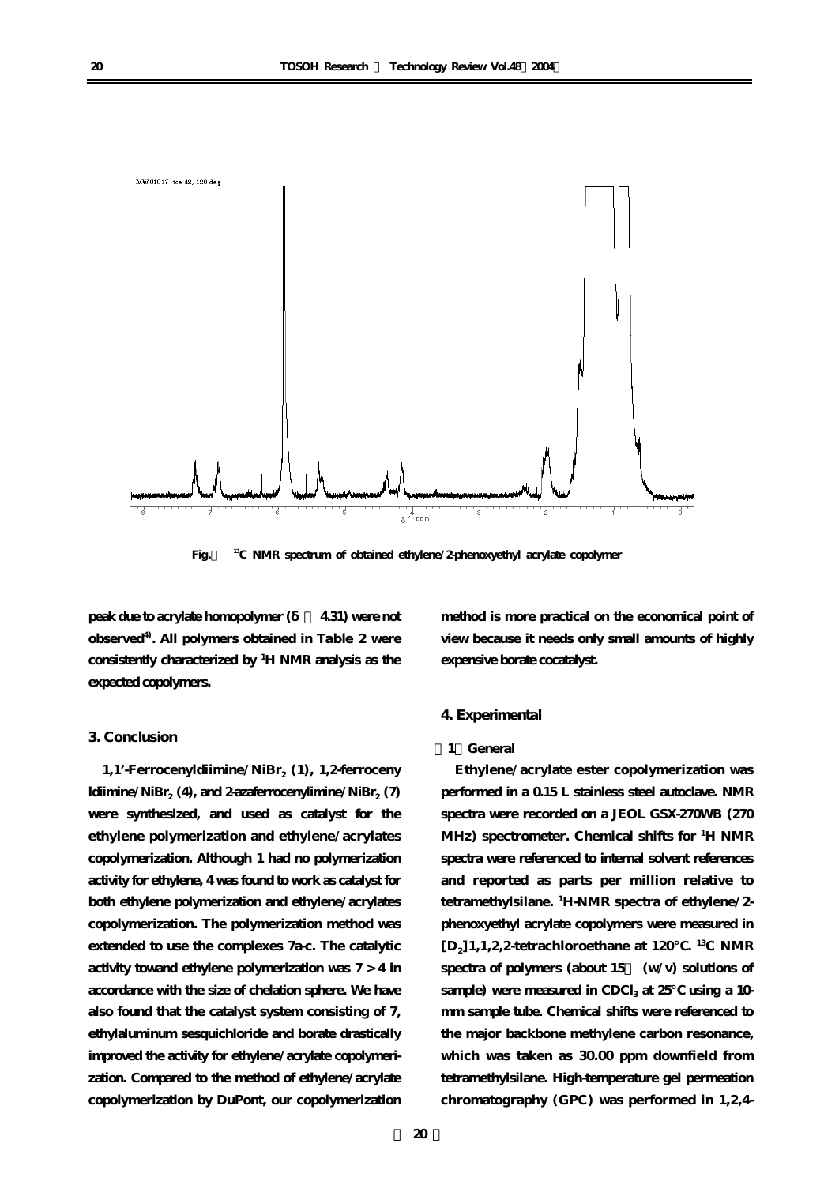Fig. 13C NMR spectrum of obtained ethylene/2-phenoxyethyl acrylate copolymer

peak due to acrylate homopolymer ($\delta$ 4.31) were not observed[4]. All polymers obtained in Table 2 were consistently characterized by $^{1}$H NMR analysis as the expected copolymers.

## 3. Conclusion

1,1'-Ferrocenyldiimine/$NiBr_2$ (1), 1,2-ferrocenyldiimine/$NiBr_2$ (4), and 2-azaferrocenylimine/$NiBr_2$ (7) were synthesized, and used as catalyst for the ethylene polymerization and ethylene/acrylates copolymerization. Although 1 had no polymerization activity for ethylene, 4 was found to work as catalyst for both ethylene polymerization and ethylene/acrylates copolymerization. The polymerization method was extended to use the complexes 7a-c. The catalytic activity towand ethylene polymerization was 7 > 4 in accordance with the size of chelation sphere. We have also found that the catalyst system consisting of 7, ethylaluminum sesquichloride and borate drastically improved the activity for ethylene/acrylate copolymerization. Compared to the method of ethylene/acrylate copolymerization by DuPont, our copolymerization method is more practical on the economical point of view because it needs only small amounts of highly expensive borate cocatalyst.

## 4. Experimental

### 1 General

Ethylene/acrylate ester copolymerization was performed in a 0.15 L stainless steel autoclave. NMR spectra were recorded on a JEOL GSX-270WB (270 MHz) spectrometer. Chemical shifts for $^{1}$H NMR spectra were referenced to internal solvent references and reported as parts per million relative to tetramethylsilane. $^{1}$H-NMR spectra of ethylene/2-phenoxyethyl acrylate copolymers were measured in [$D_2$]1,1,2,2-tetrachloroethane at 120°C. $^{13}$C NMR spectra of polymers (about 15 (w/v) solutions of sample) were measured in $CDCl_3$ at 25°C using a 10-mm sample tube. Chemical shifts were referenced to the major backbone methylene carbon resonance, which was taken as 30.00 ppm downfield from tetramethylsilane. High-temperature gel permeation chromatography (GPC) was performed in 1,2,4-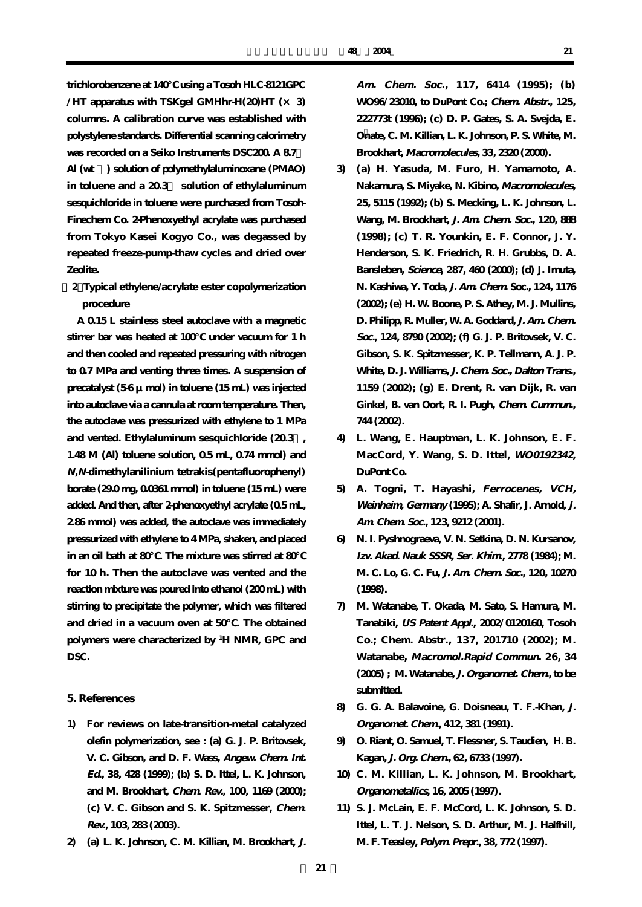trichlorobenzene at 140°C using a Tosoh HLC-8121GPC /HT apparatus with TSKgel GMHhr-H(20)HT (× 3) columns. A calibration curve was established with polystylene standards. Differential scanning calorimetry was recorded on a Seiko Instruments DSC200. A 8.7 Al (wt ) solution of polymethylaluminoxane (PMAO) in toluene and a 20.3 solution of ethylaluminum sesquichloride in toluene were purchased from Tosoh-Finechem Co. 2-Phenoxyethyl acrylate was purchased from Tokyo Kasei Kogyo Co., was degassed by repeated freeze-pump-thaw cycles and dried over Zeolite.

**2 Typical ethylene/acrylate ester copolymerization procedure**

A 0.15 L stainless steel autoclave with a magnetic stirrer bar was heated at 100°C under vacuum for 1 h and then cooled and repeated pressuring with nitrogen to 0.7 MPa and venting three times. A suspension of precatalyst (5-6 μmol) in toluene (15 mL) was injected into autoclave via a cannula at room temperature. Then, the autoclave was pressurized with ethylene to 1 MPa and vented. Ethylaluminum sesquichloride (20.3 , 1.48 M (Al) toluene solution, 0.5 mL, 0.74 mmol) and *N,N*-dimethylanilinium tetrakis(pentafluorophenyl) borate (29.0 mg, 0.0361 mmol) in toluene (15 mL) were added. And then, after 2-phenoxyethyl acrylate (0.5 mL, 2.86 mmol) was added, the autoclave was immediately pressurized with ethylene to 4 MPa, shaken, and placed in an oil bath at 80°C. The mixture was stirred at 80°C for 10 h. Then the autoclave was vented and the reaction mixture was poured into ethanol (200 mL) with stirring to precipitate the polymer, which was filtered and dried in a vacuum oven at 50°C. The obtained polymers were characterized by $^{1}$H NMR, GPC and DSC.

## 5. References

1) For reviews on late-transition-metal catalyzed olefin polymerization, see : (a) G. J. P. Britovsek, V. C. Gibson, and D. F. Wass, *Angew. Chem. Int. Ed.*, 38, 428 (1999); (b) S. D. Ittel, L. K. Johnson, and M. Brookhart, *Chem. Rev.*, 100, 1169 (2000); (c) V. C. Gibson and S. K. Spitzmesser, *Chem. Rev.*, 103, 283 (2003).
2) (a) L. K. Johnson, C. M. Killian, M. Brookhart, *J. Am. Chem. Soc.*, 117, 6414 (1995); (b) WO96/23010, to DuPont Co.; *Chem. Abstr.*, 125, 222773t (1996); (c) D. P. Gates, S. A. Svejda, E. Oñate, C. M. Killian, L. K. Johnson, P. S. White, M. Brookhart, *Macromolecules*, 33, 2320 (2000).
3) (a) H. Yasuda, M. Furo, H. Yamamoto, A. Nakamura, S. Miyake, N. Kibino, *Macromolecules*, 25, 5115 (1992); (b) S. Mecking, L. K. Johnson, L. Wang, M. Brookhart, *J. Am. Chem. Soc.*, 120, 888 (1998); (c) T. R. Younkin, E. F. Connor, J. Y. Henderson, S. K. Friedrich, R. H. Grubbs, D. A. Bansleben, *Science*, 287, 460 (2000); (d) J. Imuta, N. Kashiwa, Y. Toda, *J. Am. Chem. Soc.*, 124, 1176 (2002); (e) H. W. Boone, P. S. Athey, M. J. Mullins, D. Philipp, R. Muller, W. A. Goddard, *J. Am. Chem. Soc.*, 124, 8790 (2002); (f) G. J. P. Britovsek, V. C. Gibson, S. K. Spitzmesser, K. P. Tellmann, A. J. P. White, D. J. Williams, *J. Chem. Soc., Dalton Trans.*, 1159 (2002); (g) E. Drent, R. van Dijk, R. van Ginkel, B. van Oort, R. I. Pugh, *Chem. Cummun.*, 744 (2002).
4) L. Wang, E. Hauptman, L. K. Johnson, E. F. MacCord, Y. Wang, S. D. Ittel, *WO0192342*, DuPont Co.
5) A. Togni, T. Hayashi, *Ferrocenes, VCH, Weinheim, Germany* (1995); A. Shafir, J. Arnold, *J. Am. Chem. Soc.*, 123, 9212 (2001).
6) N. I. Pyshnograeva, V. N. Setkina, D. N. Kursanov, *Izv. Akad. Nauk SSSR, Ser. Khim.*, 2778 (1984); M. M. C. Lo, G. C. Fu, *J. Am. Chem. Soc.*, 120, 10270 (1998).
7) M. Watanabe, T. Okada, M. Sato, S. Hamura, M. Tanabiki, *US Patent Appl.*, 2002/0120160, Tosoh Co.; Chem. Abstr., 137, 201710 (2002); M. Watanabe, *Macromol.Rapid Commun.* 26, 34 (2005) ; M. Watanabe, *J. Organomet. Chem.*, to be submitted.
8) G. G. A. Balavoine, G. Doisneau, T. F.-Khan, *J. Organomet. Chem.*, 412, 381 (1991).
9) O. Riant, O. Samuel, T. Flessner, S. Taudien, H. B. Kagan, *J. Org. Chem.*, 62, 6733 (1997).
10) C. M. Killian, L. K. Johnson, M. Brookhart, *Organometallics*, 16, 2005 (1997).
11) S. J. McLain, E. F. McCord, L. K. Johnson, S. D. Ittel, L. T. J. Nelson, S. D. Arthur, M. J. Halfhill, M. F. Teasley, *Polym. Prepr.*, 38, 772 (1997).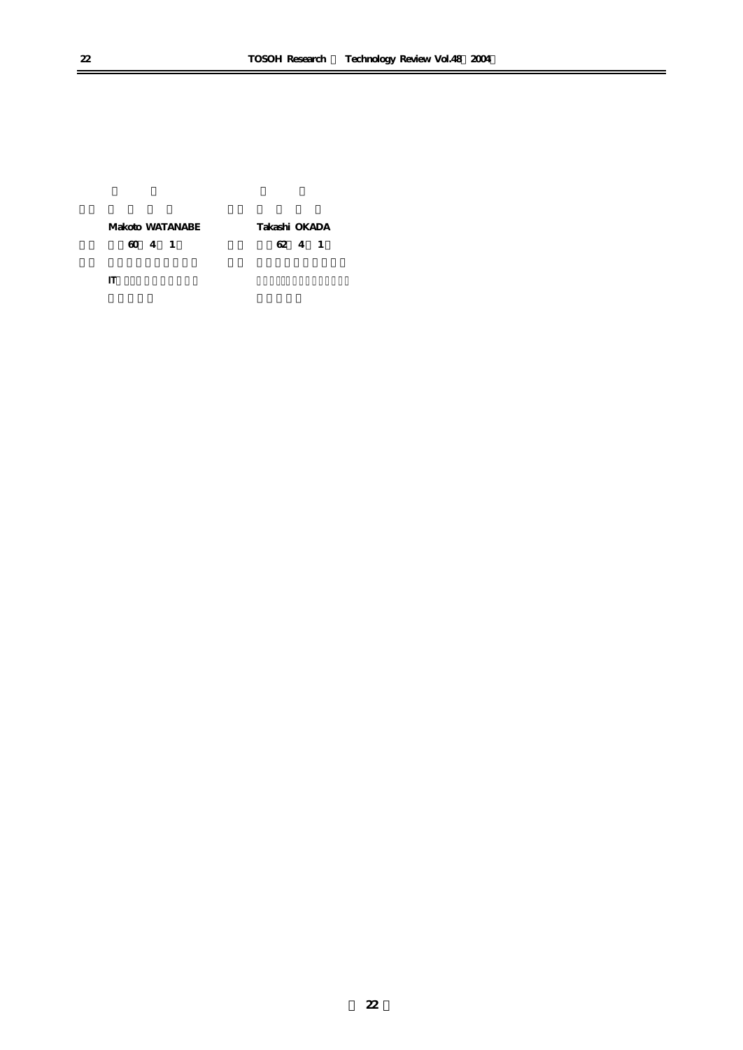Makoto WATANABE

60 4 1

IT

Takashi OKADA

62 4 1